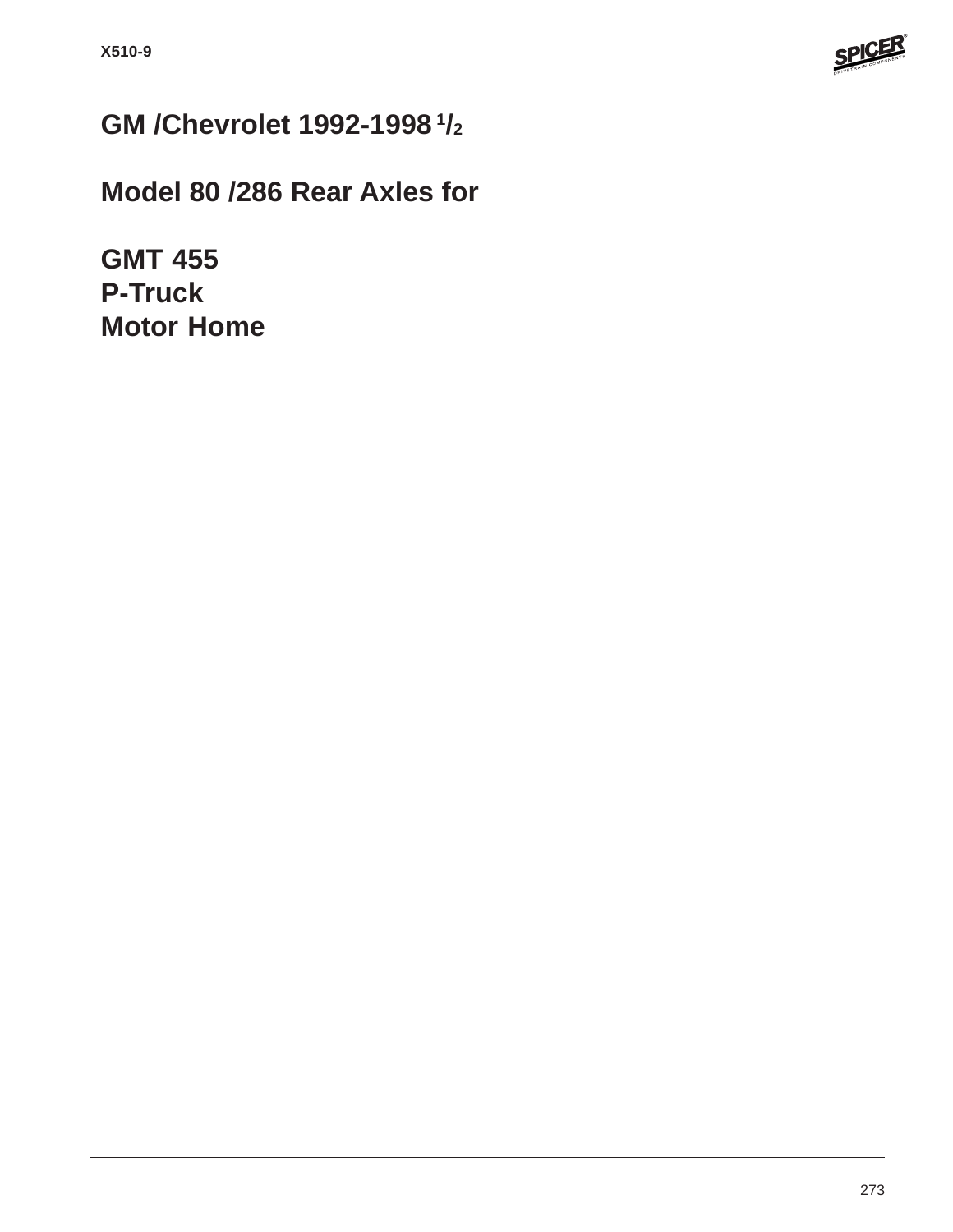# GM /Chevrolet 1992-1998 1/2

# Model 80 /286 Rear Axles for

# GMT 455
# P-Truck
# Motor Home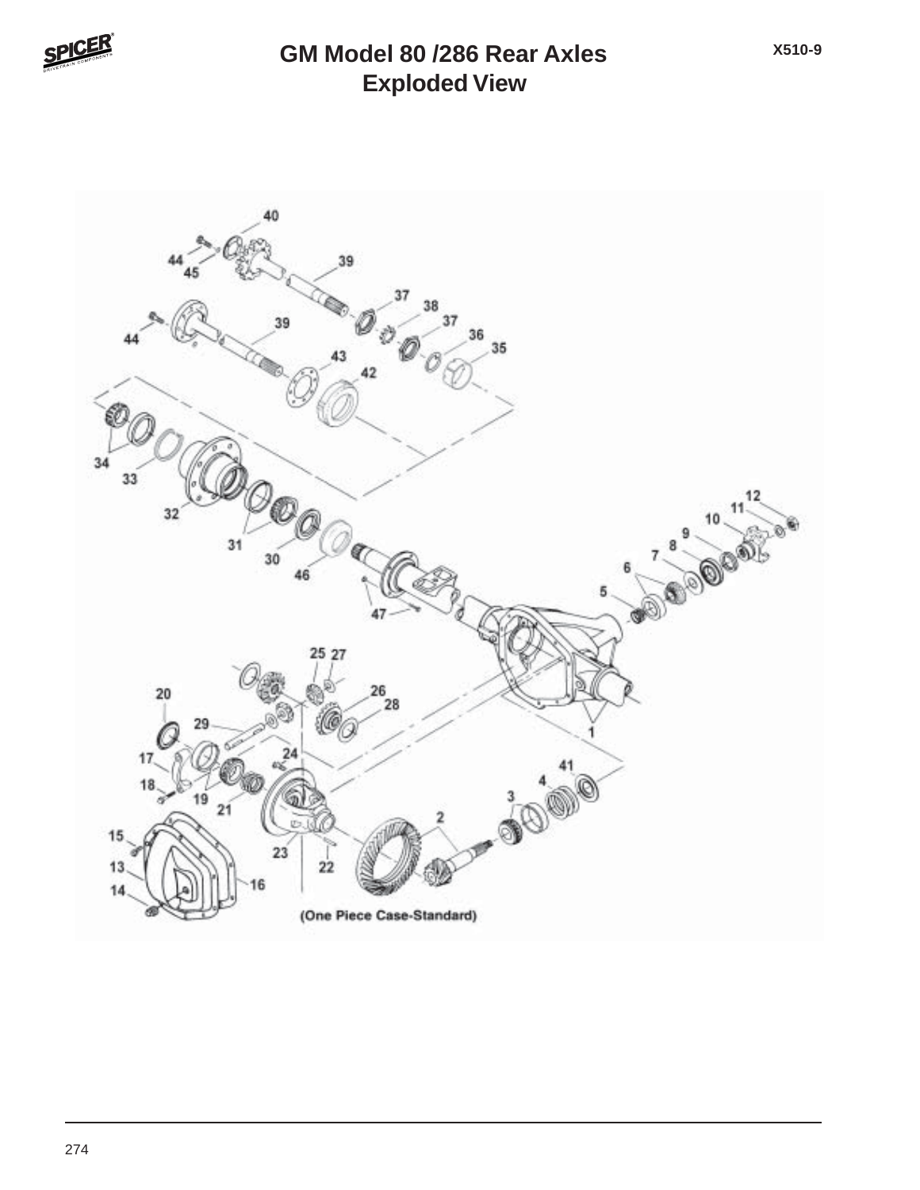# GM Model 80 /286 Rear Axles
## Exploded View

X510-9

(One Piece Case-Standard)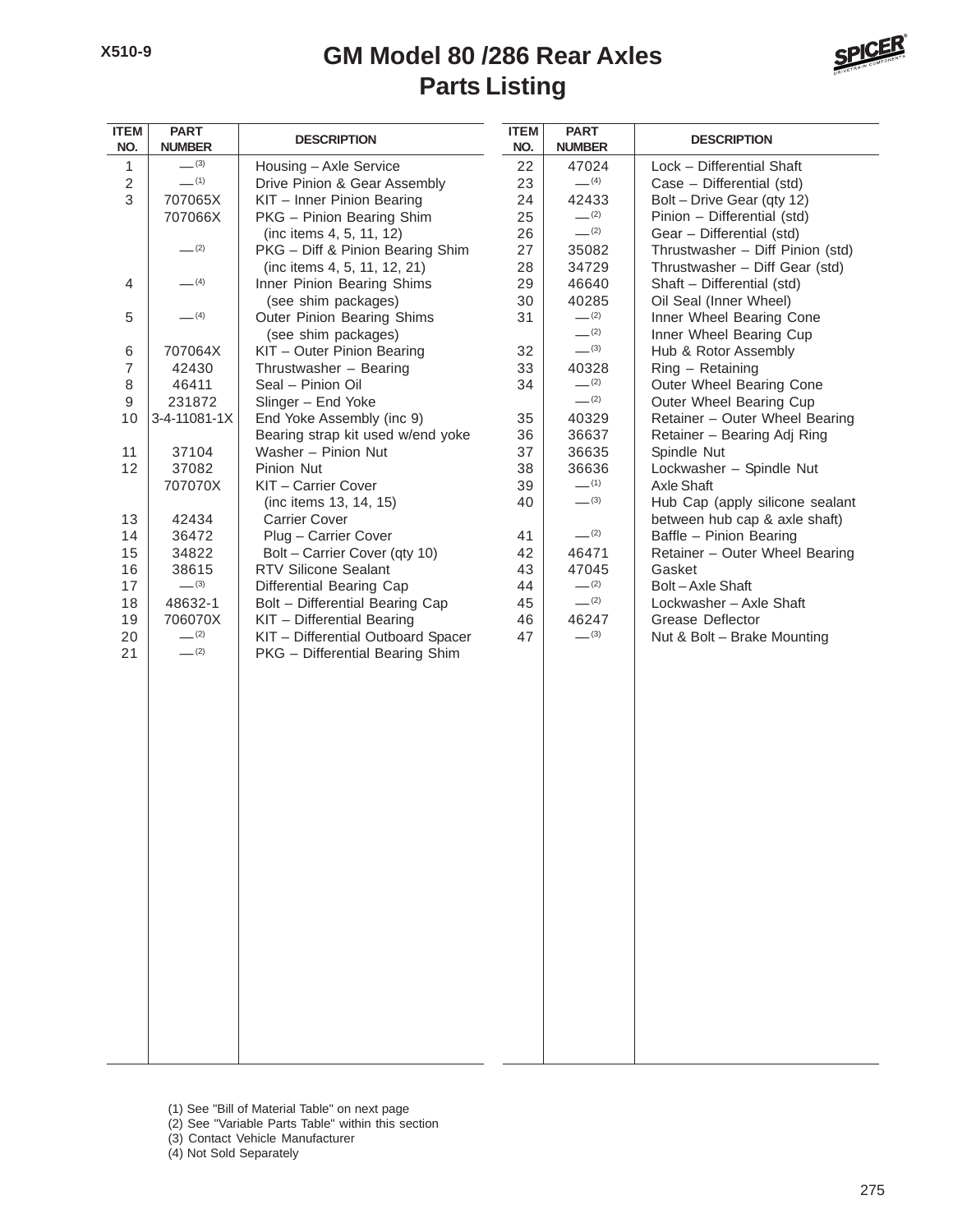X510-9

# GM Model 80 /286 Rear Axles
## Parts Listing

| ITEM NO. | PART NUMBER | DESCRIPTION |
|---|---|---|
| 1 | — (3) | Housing – Axle Service |
| 2 | — (1) | Drive Pinion & Gear Assembly |
| 3 | 707065X | KIT – Inner Pinion Bearing |
| | 707066X | PKG – Pinion Bearing Shim (inc items 4, 5, 11, 12) |
| | — (2) | PKG – Diff & Pinion Bearing Shim (inc items 4, 5, 11, 12, 21) |
| 4 | — (4) | Inner Pinion Bearing Shims (see shim packages) |
| 5 | — (4) | Outer Pinion Bearing Shims (see shim packages) |
| 6 | 707064X | KIT – Outer Pinion Bearing |
| 7 | 42430 | Thrustwasher – Bearing |
| 8 | 46411 | Seal – Pinion Oil |
| 9 | 231872 | Slinger – End Yoke |
| 10 | 3-4-11081-1X | End Yoke Assembly (inc 9) |
| | | Bearing strap kit used w/end yoke |
| 11 | 37104 | Washer – Pinion Nut |
| 12 | 37082 | Pinion Nut |
| | 707070X | KIT – Carrier Cover (inc items 13, 14, 15) |
| 13 | 42434 | Carrier Cover |
| 14 | 36472 | Plug – Carrier Cover |
| 15 | 34822 | Bolt – Carrier Cover (qty 10) |
| 16 | 38615 | RTV Silicone Sealant |
| 17 | — (3) | Differential Bearing Cap |
| 18 | 48632-1 | Bolt – Differential Bearing Cap |
| 19 | 706070X | KIT – Differential Bearing |
| 20 | — (2) | KIT – Differential Outboard Spacer |
| 21 | — (2) | PKG – Differential Bearing Shim |
| 22 | 47024 | Lock – Differential Shaft |
| 23 | — (4) | Case – Differential (std) |
| 24 | 42433 | Bolt – Drive Gear (qty 12) |
| 25 | — (2) | Pinion – Differential (std) |
| 26 | — (2) | Gear – Differential (std) |
| 27 | 35082 | Thrustwasher – Diff Pinion (std) |
| 28 | 34729 | Thrustwasher – Diff Gear (std) |
| 29 | 46640 | Shaft – Differential (std) |
| 30 | 40285 | Oil Seal (Inner Wheel) |
| 31 | — (2) | Inner Wheel Bearing Cone |
| | — (2) | Inner Wheel Bearing Cup |
| 32 | — (3) | Hub & Rotor Assembly |
| 33 | 40328 | Ring – Retaining |
| 34 | — (2) | Outer Wheel Bearing Cone |
| | — (2) | Outer Wheel Bearing Cup |
| 35 | 40329 | Retainer – Outer Wheel Bearing |
| 36 | 36637 | Retainer – Bearing Adj Ring |
| 37 | 36635 | Spindle Nut |
| 38 | 36636 | Lockwasher – Spindle Nut |
| 39 | — (1) | Axle Shaft |
| 40 | — (3) | Hub Cap (apply silicone sealant between hub cap & axle shaft) |
| 41 | — (2) | Baffle – Pinion Bearing |
| 42 | 46471 | Retainer – Outer Wheel Bearing |
| 43 | 47045 | Gasket |
| 44 | — (2) | Bolt – Axle Shaft |
| 45 | — (2) | Lockwasher – Axle Shaft |
| 46 | 46247 | Grease Deflector |
| 47 | — (3) | Nut & Bolt – Brake Mounting |

(1) See "Bill of Material Table" on next page
(2) See "Variable Parts Table" within this section
(3) Contact Vehicle Manufacturer
(4) Not Sold Separately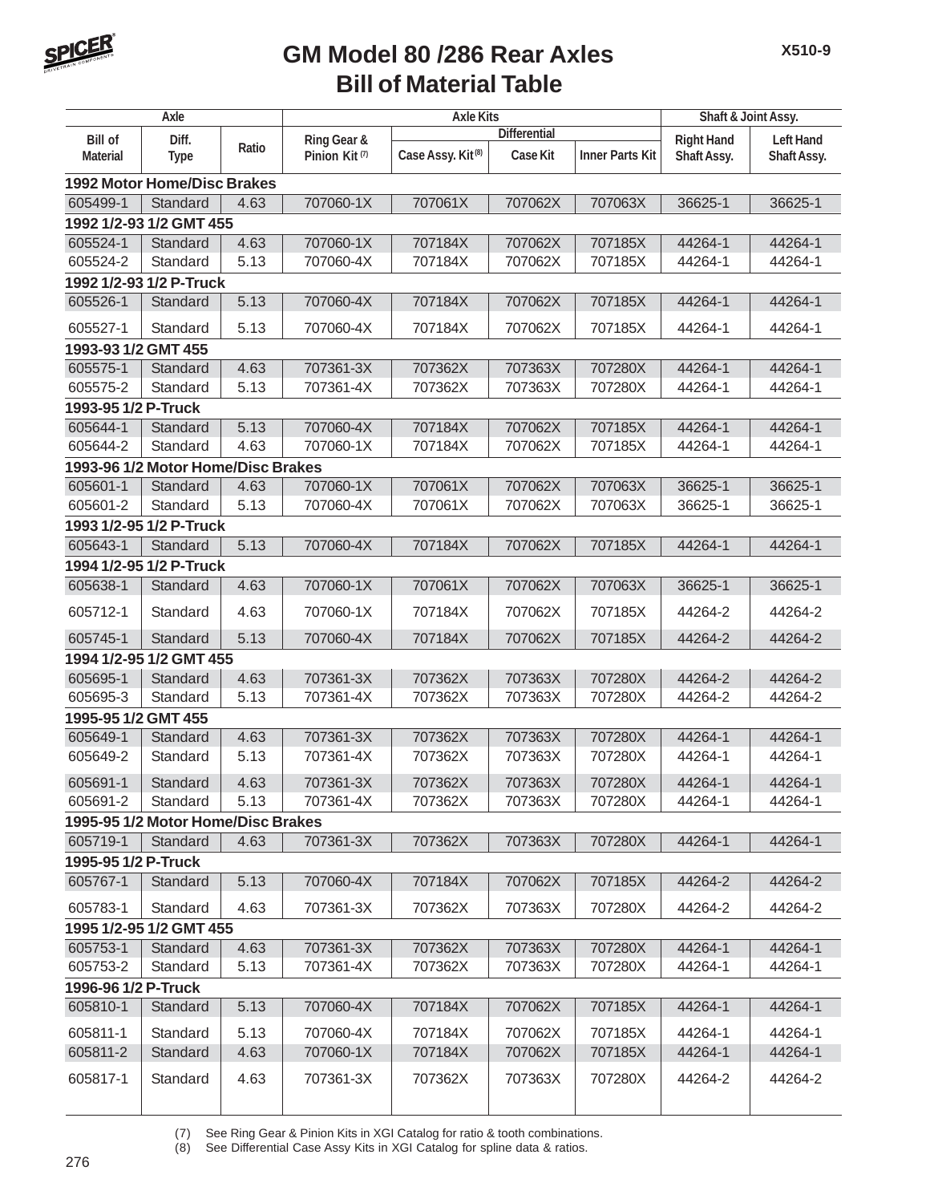# GM Model 80 /286 Rear Axles
## Bill of Material Table

| Axle | | | Axle Kits | | | | Shaft & Joint Assy. | |
|---|---|---|---|---|---|---|---|---|
| | | | | Differential | | | | |
| Bill of Material | Diff. Type | Ratio | Ring Gear & Pinion Kit (7) | Case Assy. Kit (8) | Case Kit | Inner Parts Kit | Right Hand Shaft Assy. | Left Hand Shaft Assy. |
| **1992 Motor Home/Disc Brakes** | | | | | | | | |
| 605499-1 | Standard | 4.63 | 707060-1X | 707061X | 707062X | 707063X | 36625-1 | 36625-1 |
| **1992 1/2-93 1/2 GMT 455** | | | | | | | | |
| 605524-1 | Standard | 4.63 | 707060-1X | 707184X | 707062X | 707185X | 44264-1 | 44264-1 |
| 605524-2 | Standard | 5.13 | 707060-4X | 707184X | 707062X | 707185X | 44264-1 | 44264-1 |
| **1992 1/2-93 1/2 P-Truck** | | | | | | | | |
| 605526-1 | Standard | 5.13 | 707060-4X | 707184X | 707062X | 707185X | 44264-1 | 44264-1 |
| 605527-1 | Standard | 5.13 | 707060-4X | 707184X | 707062X | 707185X | 44264-1 | 44264-1 |
| **1993-93 1/2 GMT 455** | | | | | | | | |
| 605575-1 | Standard | 4.63 | 707361-3X | 707362X | 707363X | 707280X | 44264-1 | 44264-1 |
| 605575-2 | Standard | 5.13 | 707361-4X | 707362X | 707363X | 707280X | 44264-1 | 44264-1 |
| **1993-95 1/2 P-Truck** | | | | | | | | |
| 605644-1 | Standard | 5.13 | 707060-4X | 707184X | 707062X | 707185X | 44264-1 | 44264-1 |
| 605644-2 | Standard | 4.63 | 707060-1X | 707184X | 707062X | 707185X | 44264-1 | 44264-1 |
| **1993-96 1/2 Motor Home/Disc Brakes** | | | | | | | | |
| 605601-1 | Standard | 4.63 | 707060-1X | 707061X | 707062X | 707063X | 36625-1 | 36625-1 |
| 605601-2 | Standard | 5.13 | 707060-4X | 707061X | 707062X | 707063X | 36625-1 | 36625-1 |
| **1993 1/2-95 1/2 P-Truck** | | | | | | | | |
| 605643-1 | Standard | 5.13 | 707060-4X | 707184X | 707062X | 707185X | 44264-1 | 44264-1 |
| **1994 1/2-95 1/2 P-Truck** | | | | | | | | |
| 605638-1 | Standard | 4.63 | 707060-1X | 707061X | 707062X | 707063X | 36625-1 | 36625-1 |
| 605712-1 | Standard | 4.63 | 707060-1X | 707184X | 707062X | 707185X | 44264-2 | 44264-2 |
| 605745-1 | Standard | 5.13 | 707060-4X | 707184X | 707062X | 707185X | 44264-2 | 44264-2 |
| **1994 1/2-95 1/2 GMT 455** | | | | | | | | |
| 605695-1 | Standard | 4.63 | 707361-3X | 707362X | 707363X | 707280X | 44264-2 | 44264-2 |
| 605695-3 | Standard | 5.13 | 707361-4X | 707362X | 707363X | 707280X | 44264-2 | 44264-2 |
| **1995-95 1/2 GMT 455** | | | | | | | | |
| 605649-1 | Standard | 4.63 | 707361-3X | 707362X | 707363X | 707280X | 44264-1 | 44264-1 |
| 605649-2 | Standard | 5.13 | 707361-4X | 707362X | 707363X | 707280X | 44264-1 | 44264-1 |
| 605691-1 | Standard | 4.63 | 707361-3X | 707362X | 707363X | 707280X | 44264-1 | 44264-1 |
| 605691-2 | Standard | 5.13 | 707361-4X | 707362X | 707363X | 707280X | 44264-1 | 44264-1 |
| **1995-95 1/2 Motor Home/Disc Brakes** | | | | | | | | |
| 605719-1 | Standard | 4.63 | 707361-3X | 707362X | 707363X | 707280X | 44264-1 | 44264-1 |
| **1995-95 1/2 P-Truck** | | | | | | | | |
| 605767-1 | Standard | 5.13 | 707060-4X | 707184X | 707062X | 707185X | 44264-2 | 44264-2 |
| 605783-1 | Standard | 4.63 | 707361-3X | 707362X | 707363X | 707280X | 44264-2 | 44264-2 |
| **1995 1/2-95 1/2 GMT 455** | | | | | | | | |
| 605753-1 | Standard | 4.63 | 707361-3X | 707362X | 707363X | 707280X | 44264-1 | 44264-1 |
| 605753-2 | Standard | 5.13 | 707361-4X | 707362X | 707363X | 707280X | 44264-1 | 44264-1 |
| **1996-96 1/2 P-Truck** | | | | | | | | |
| 605810-1 | Standard | 5.13 | 707060-4X | 707184X | 707062X | 707185X | 44264-1 | 44264-1 |
| 605811-1 | Standard | 5.13 | 707060-4X | 707184X | 707062X | 707185X | 44264-1 | 44264-1 |
| 605811-2 | Standard | 4.63 | 707060-1X | 707184X | 707062X | 707185X | 44264-1 | 44264-1 |
| 605817-1 | Standard | 4.63 | 707361-3X | 707362X | 707363X | 707280X | 44264-2 | 44264-2 |

(7) See Ring Gear & Pinion Kits in XGI Catalog for ratio & tooth combinations.
(8) See Differential Case Assy Kits in XGI Catalog for spline data & ratios.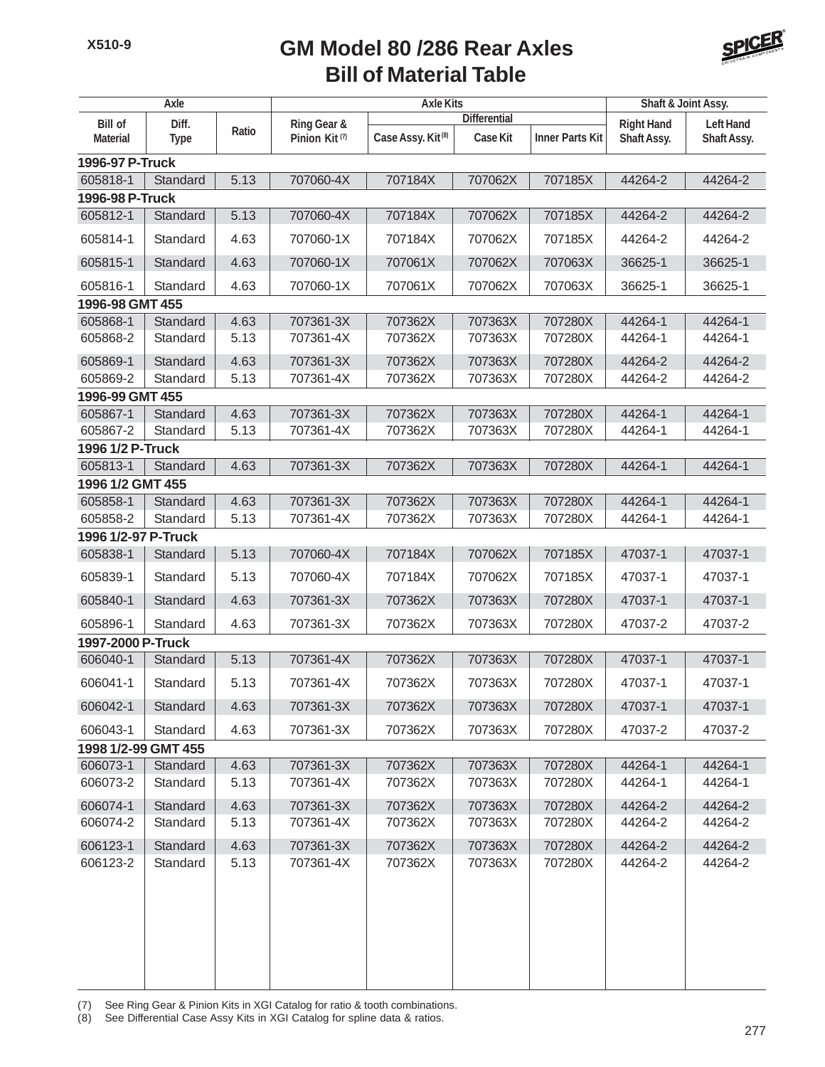# GM Model 80 /286 Rear Axles
## Bill of Material Table

| Axle | | | Axle Kits | | | | Shaft & Joint Assy. | |
|---|---|---|---|---|---|---|---|---|
| | | | | Differential | | | | |
| Bill of Material | Diff. Type | Ratio | Ring Gear & Pinion Kit (7) | Case Assy. Kit (8) | Case Kit | Inner Parts Kit | Right Hand Shaft Assy. | Left Hand Shaft Assy. |
| **1996-97 P-Truck** | | | | | | | | |
| 605818-1 | Standard | 5.13 | 707060-4X | 707184X | 707062X | 707185X | 44264-2 | 44264-2 |
| **1996-98 P-Truck** | | | | | | | | |
| 605812-1 | Standard | 5.13 | 707060-4X | 707184X | 707062X | 707185X | 44264-2 | 44264-2 |
| 605814-1 | Standard | 4.63 | 707060-1X | 707184X | 707062X | 707185X | 44264-2 | 44264-2 |
| 605815-1 | Standard | 4.63 | 707060-1X | 707061X | 707062X | 707063X | 36625-1 | 36625-1 |
| 605816-1 | Standard | 4.63 | 707060-1X | 707061X | 707062X | 707063X | 36625-1 | 36625-1 |
| **1996-98 GMT 455** | | | | | | | | |
| 605868-1 | Standard | 4.63 | 707361-3X | 707362X | 707363X | 707280X | 44264-1 | 44264-1 |
| 605868-2 | Standard | 5.13 | 707361-4X | 707362X | 707363X | 707280X | 44264-1 | 44264-1 |
| 605869-1 | Standard | 4.63 | 707361-3X | 707362X | 707363X | 707280X | 44264-2 | 44264-2 |
| 605869-2 | Standard | 5.13 | 707361-4X | 707362X | 707363X | 707280X | 44264-2 | 44264-2 |
| **1996-99 GMT 455** | | | | | | | | |
| 605867-1 | Standard | 4.63 | 707361-3X | 707362X | 707363X | 707280X | 44264-1 | 44264-1 |
| 605867-2 | Standard | 5.13 | 707361-4X | 707362X | 707363X | 707280X | 44264-1 | 44264-1 |
| **1996 1/2 P-Truck** | | | | | | | | |
| 605813-1 | Standard | 4.63 | 707361-3X | 707362X | 707363X | 707280X | 44264-1 | 44264-1 |
| **1996 1/2 GMT 455** | | | | | | | | |
| 605858-1 | Standard | 4.63 | 707361-3X | 707362X | 707363X | 707280X | 44264-1 | 44264-1 |
| 605858-2 | Standard | 5.13 | 707361-4X | 707362X | 707363X | 707280X | 44264-1 | 44264-1 |
| **1996 1/2-97 P-Truck** | | | | | | | | |
| 605838-1 | Standard | 5.13 | 707060-4X | 707184X | 707062X | 707185X | 47037-1 | 47037-1 |
| 605839-1 | Standard | 5.13 | 707060-4X | 707184X | 707062X | 707185X | 47037-1 | 47037-1 |
| 605840-1 | Standard | 4.63 | 707361-3X | 707362X | 707363X | 707280X | 47037-1 | 47037-1 |
| 605896-1 | Standard | 4.63 | 707361-3X | 707362X | 707363X | 707280X | 47037-2 | 47037-2 |
| **1997-2000 P-Truck** | | | | | | | | |
| 606040-1 | Standard | 5.13 | 707361-4X | 707362X | 707363X | 707280X | 47037-1 | 47037-1 |
| 606041-1 | Standard | 5.13 | 707361-4X | 707362X | 707363X | 707280X | 47037-1 | 47037-1 |
| 606042-1 | Standard | 4.63 | 707361-3X | 707362X | 707363X | 707280X | 47037-1 | 47037-1 |
| 606043-1 | Standard | 4.63 | 707361-3X | 707362X | 707363X | 707280X | 47037-2 | 47037-2 |
| **1998 1/2-99 GMT 455** | | | | | | | | |
| 606073-1 | Standard | 4.63 | 707361-3X | 707362X | 707363X | 707280X | 44264-1 | 44264-1 |
| 606073-2 | Standard | 5.13 | 707361-4X | 707362X | 707363X | 707280X | 44264-1 | 44264-1 |
| 606074-1 | Standard | 4.63 | 707361-3X | 707362X | 707363X | 707280X | 44264-2 | 44264-2 |
| 606074-2 | Standard | 5.13 | 707361-4X | 707362X | 707363X | 707280X | 44264-2 | 44264-2 |
| 606123-1 | Standard | 4.63 | 707361-3X | 707362X | 707363X | 707280X | 44264-2 | 44264-2 |
| 606123-2 | Standard | 5.13 | 707361-4X | 707362X | 707363X | 707280X | 44264-2 | 44264-2 |

(7) See Ring Gear & Pinion Kits in XGI Catalog for ratio & tooth combinations.
(8) See Differential Case Assy Kits in XGI Catalog for spline data & ratios.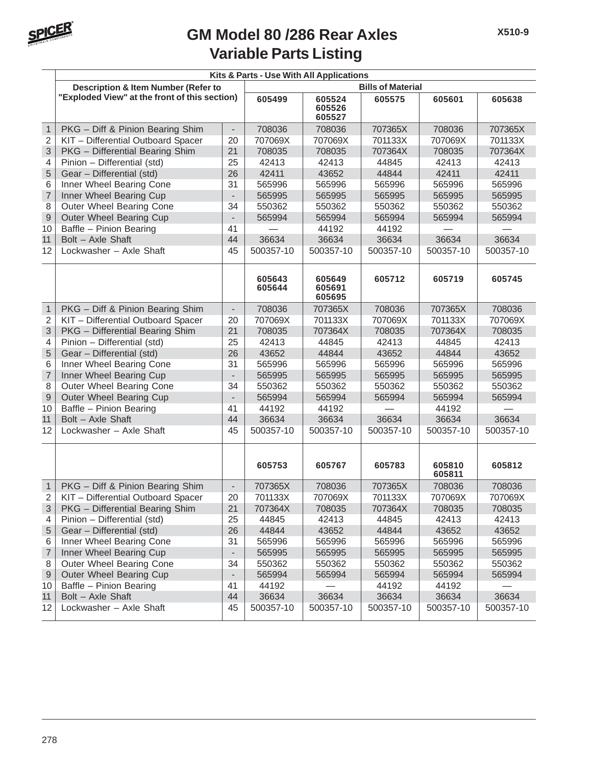# GM Model 80 /286 Rear Axles
## Variable Parts Listing

| | Kits & Parts - Use With All Applications | | | | | | |
|---|---|---|---|---|---|---|---|
| | Description & Item Number (Refer to "Exploded View" at the front of this section) | | Bills of Material | | | | |
| | | | 605499 | 605524 605526 605527 | 605575 | 605601 | 605638 |
| 1 | PKG – Diff & Pinion Bearing Shim | - | 708036 | 708036 | 707365X | 708036 | 707365X |
| 2 | KIT – Differential Outboard Spacer | 20 | 707069X | 707069X | 701133X | 707069X | 701133X |
| 3 | PKG – Differential Bearing Shim | 21 | 708035 | 708035 | 707364X | 708035 | 707364X |
| 4 | Pinion – Differential (std) | 25 | 42413 | 42413 | 44845 | 42413 | 42413 |
| 5 | Gear – Differential (std) | 26 | 42411 | 43652 | 44844 | 42411 | 42411 |
| 6 | Inner Wheel Bearing Cone | 31 | 565996 | 565996 | 565996 | 565996 | 565996 |
| 7 | Inner Wheel Bearing Cup | - | 565995 | 565995 | 565995 | 565995 | 565995 |
| 8 | Outer Wheel Bearing Cone | 34 | 550362 | 550362 | 550362 | 550362 | 550362 |
| 9 | Outer Wheel Bearing Cup | - | 565994 | 565994 | 565994 | 565994 | 565994 |
| 10 | Baffle – Pinion Bearing | 41 | — | 44192 | 44192 | — | — |
| 11 | Bolt – Axle Shaft | 44 | 36634 | 36634 | 36634 | 36634 | 36634 |
| 12 | Lockwasher – Axle Shaft | 45 | 500357-10 | 500357-10 | 500357-10 | 500357-10 | 500357-10 |
| | | | 605643 605644 | 605649 605691 605695 | 605712 | 605719 | 605745 |
| 1 | PKG – Diff & Pinion Bearing Shim | - | 708036 | 707365X | 708036 | 707365X | 708036 |
| 2 | KIT – Differential Outboard Spacer | 20 | 707069X | 701133X | 707069X | 701133X | 707069X |
| 3 | PKG – Differential Bearing Shim | 21 | 708035 | 707364X | 708035 | 707364X | 708035 |
| 4 | Pinion – Differential (std) | 25 | 42413 | 44845 | 42413 | 44845 | 42413 |
| 5 | Gear – Differential (std) | 26 | 43652 | 44844 | 43652 | 44844 | 43652 |
| 6 | Inner Wheel Bearing Cone | 31 | 565996 | 565996 | 565996 | 565996 | 565996 |
| 7 | Inner Wheel Bearing Cup | - | 565995 | 565995 | 565995 | 565995 | 565995 |
| 8 | Outer Wheel Bearing Cone | 34 | 550362 | 550362 | 550362 | 550362 | 550362 |
| 9 | Outer Wheel Bearing Cup | - | 565994 | 565994 | 565994 | 565994 | 565994 |
| 10 | Baffle – Pinion Bearing | 41 | 44192 | 44192 | — | 44192 | — |
| 11 | Bolt – Axle Shaft | 44 | 36634 | 36634 | 36634 | 36634 | 36634 |
| 12 | Lockwasher – Axle Shaft | 45 | 500357-10 | 500357-10 | 500357-10 | 500357-10 | 500357-10 |
| | | | 605753 | 605767 | 605783 | 605810 605811 | 605812 |
| 1 | PKG – Diff & Pinion Bearing Shim | - | 707365X | 708036 | 707365X | 708036 | 708036 |
| 2 | KIT – Differential Outboard Spacer | 20 | 701133X | 707069X | 701133X | 707069X | 707069X |
| 3 | PKG – Differential Bearing Shim | 21 | 707364X | 708035 | 707364X | 708035 | 708035 |
| 4 | Pinion – Differential (std) | 25 | 44845 | 42413 | 44845 | 42413 | 42413 |
| 5 | Gear – Differential (std) | 26 | 44844 | 43652 | 44844 | 43652 | 43652 |
| 6 | Inner Wheel Bearing Cone | 31 | 565996 | 565996 | 565996 | 565996 | 565996 |
| 7 | Inner Wheel Bearing Cup | - | 565995 | 565995 | 565995 | 565995 | 565995 |
| 8 | Outer Wheel Bearing Cone | 34 | 550362 | 550362 | 550362 | 550362 | 550362 |
| 9 | Outer Wheel Bearing Cup | - | 565994 | 565994 | 565994 | 565994 | 565994 |
| 10 | Baffle – Pinion Bearing | 41 | 44192 | — | 44192 | 44192 | — |
| 11 | Bolt – Axle Shaft | 44 | 36634 | 36634 | 36634 | 36634 | 36634 |
| 12 | Lockwasher – Axle Shaft | 45 | 500357-10 | 500357-10 | 500357-10 | 500357-10 | 500357-10 |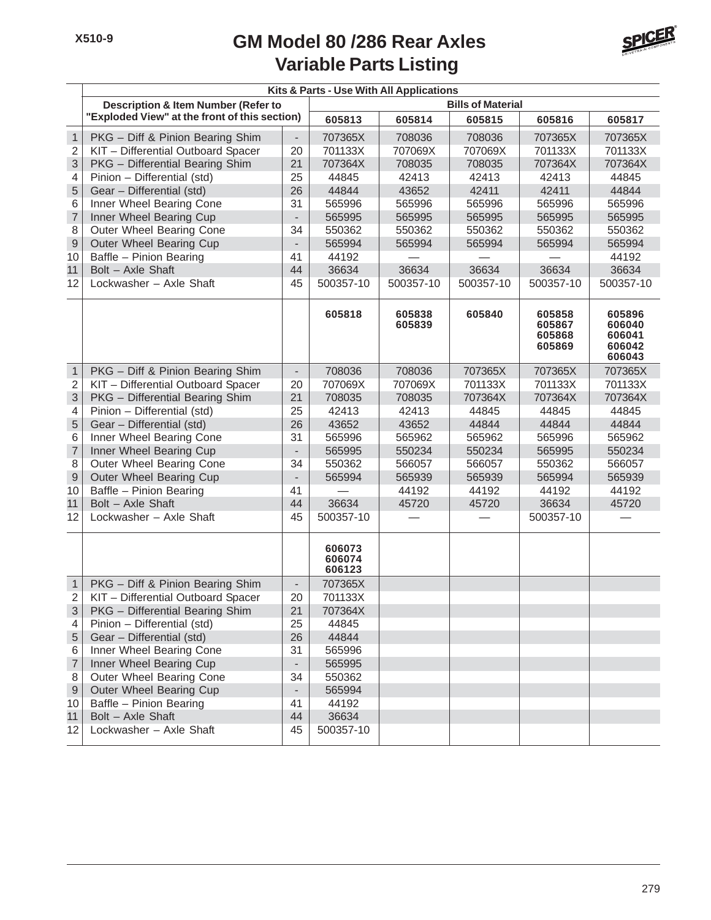# GM Model 80 /286 Rear Axles

## Variable Parts Listing

| | Kits & Parts - Use With All Applications | | | | | | |
|---|---|---|---|---|---|---|---|
| | Description & Item Number (Refer to "Exploded View" at the front of this section) | | Bills of Material | | | | |
| | | | 605813 | 605814 | 605815 | 605816 | 605817 |
| 1 | PKG – Diff & Pinion Bearing Shim | - | 707365X | 708036 | 708036 | 707365X | 707365X |
| 2 | KIT – Differential Outboard Spacer | 20 | 701133X | 707069X | 707069X | 701133X | 701133X |
| 3 | PKG – Differential Bearing Shim | 21 | 707364X | 708035 | 708035 | 707364X | 707364X |
| 4 | Pinion – Differential (std) | 25 | 44845 | 42413 | 42413 | 42413 | 44845 |
| 5 | Gear – Differential (std) | 26 | 44844 | 43652 | 42411 | 42411 | 44844 |
| 6 | Inner Wheel Bearing Cone | 31 | 565996 | 565996 | 565996 | 565996 | 565996 |
| 7 | Inner Wheel Bearing Cup | - | 565995 | 565995 | 565995 | 565995 | 565995 |
| 8 | Outer Wheel Bearing Cone | 34 | 550362 | 550362 | 550362 | 550362 | 550362 |
| 9 | Outer Wheel Bearing Cup | - | 565994 | 565994 | 565994 | 565994 | 565994 |
| 10 | Baffle – Pinion Bearing | 41 | 44192 | — | — | — | 44192 |
| 11 | Bolt – Axle Shaft | 44 | 36634 | 36634 | 36634 | 36634 | 36634 |
| 12 | Lockwasher – Axle Shaft | 45 | 500357-10 | 500357-10 | 500357-10 | 500357-10 | 500357-10 |
| | | | 605818 | 605838 605839 | 605840 | 605858 605867 605868 605869 | 605896 606040 606041 606042 606043 |
| 1 | PKG – Diff & Pinion Bearing Shim | - | 708036 | 708036 | 707365X | 707365X | 707365X |
| 2 | KIT – Differential Outboard Spacer | 20 | 707069X | 707069X | 701133X | 701133X | 701133X |
| 3 | PKG – Differential Bearing Shim | 21 | 708035 | 708035 | 707364X | 707364X | 707364X |
| 4 | Pinion – Differential (std) | 25 | 42413 | 42413 | 44845 | 44845 | 44845 |
| 5 | Gear – Differential (std) | 26 | 43652 | 43652 | 44844 | 44844 | 44844 |
| 6 | Inner Wheel Bearing Cone | 31 | 565996 | 565962 | 565962 | 565996 | 565962 |
| 7 | Inner Wheel Bearing Cup | - | 565995 | 550234 | 550234 | 565995 | 550234 |
| 8 | Outer Wheel Bearing Cone | 34 | 550362 | 566057 | 566057 | 550362 | 566057 |
| 9 | Outer Wheel Bearing Cup | - | 565994 | 565939 | 565939 | 565994 | 565939 |
| 10 | Baffle – Pinion Bearing | 41 | — | 44192 | 44192 | 44192 | 44192 |
| 11 | Bolt – Axle Shaft | 44 | 36634 | 45720 | 45720 | 36634 | 45720 |
| 12 | Lockwasher – Axle Shaft | 45 | 500357-10 | — | — | 500357-10 | — |
| | | | 606073 606074 606123 | | | | |
| 1 | PKG – Diff & Pinion Bearing Shim | - | 707365X | | | | |
| 2 | KIT – Differential Outboard Spacer | 20 | 701133X | | | | |
| 3 | PKG – Differential Bearing Shim | 21 | 707364X | | | | |
| 4 | Pinion – Differential (std) | 25 | 44845 | | | | |
| 5 | Gear – Differential (std) | 26 | 44844 | | | | |
| 6 | Inner Wheel Bearing Cone | 31 | 565996 | | | | |
| 7 | Inner Wheel Bearing Cup | - | 565995 | | | | |
| 8 | Outer Wheel Bearing Cone | 34 | 550362 | | | | |
| 9 | Outer Wheel Bearing Cup | - | 565994 | | | | |
| 10 | Baffle – Pinion Bearing | 41 | 44192 | | | | |
| 11 | Bolt – Axle Shaft | 44 | 36634 | | | | |
| 12 | Lockwasher – Axle Shaft | 45 | 500357-10 | | | | |